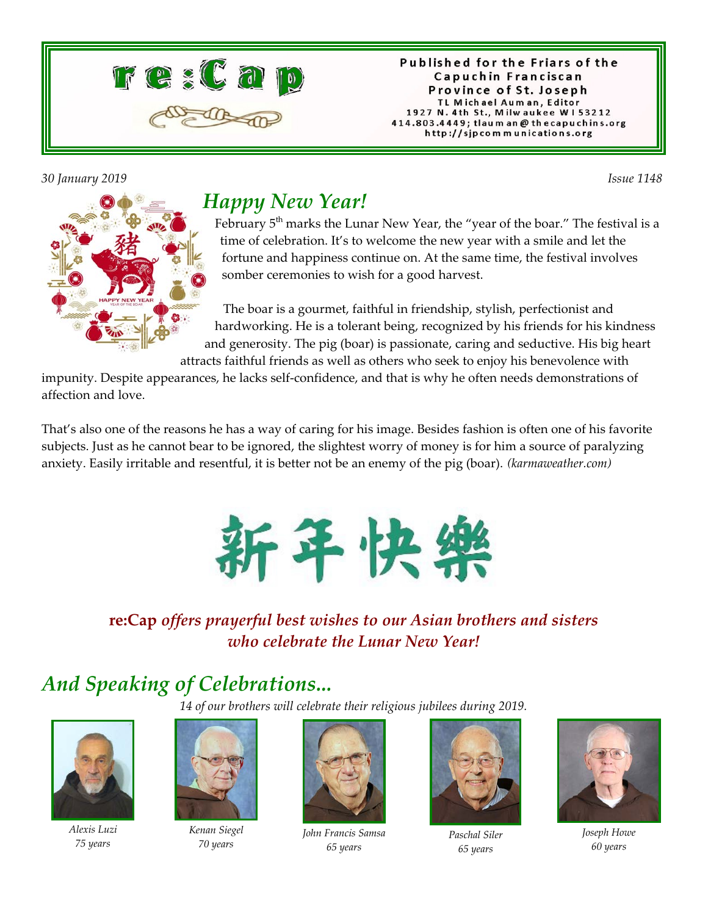# re:Cap

Published for the Friars of the Capuchin Franciscan Province of St. Joseph
TL Michael Auman, Editor
1927 N. 4th St., Milwaukee WI 53212
414.803.4449; tlauman@thecapuchins.org
http://sjpcommunications.org

*30 January 2019* *Issue 1148*

## *Happy New Year!*

February 5th marks the Lunar New Year, the "year of the boar." The festival is a time of celebration. It's to welcome the new year with a smile and let the fortune and happiness continue on. At the same time, the festival involves somber ceremonies to wish for a good harvest.

The boar is a gourmet, faithful in friendship, stylish, perfectionist and hardworking. He is a tolerant being, recognized by his friends for his kindness and generosity. The pig (boar) is passionate, caring and seductive. His big heart attracts faithful friends as well as others who seek to enjoy his benevolence with impunity. Despite appearances, he lacks self-confidence, and that is why he often needs demonstrations of affection and love.

That's also one of the reasons he has a way of caring for his image. Besides fashion is often one of his favorite subjects. Just as he cannot bear to be ignored, the slightest worry of money is for him a source of paralyzing anxiety. Easily irritable and resentful, it is better not be an enemy of the pig (boar). *(karmaweather.com)*

新年快樂

**re:Cap** ***offers prayerful best wishes to our Asian brothers and sisters who celebrate the Lunar New Year!***

## *And Speaking of Celebrations...*

*14 of our brothers will celebrate their religious jubilees during 2019.*

*Alexis Luzi*
*75 years*

*Kenan Siegel*
*70 years*

*John Francis Samsa*
*65 years*

*Paschal Siler*
*65 years*

*Joseph Howe*
*60 years*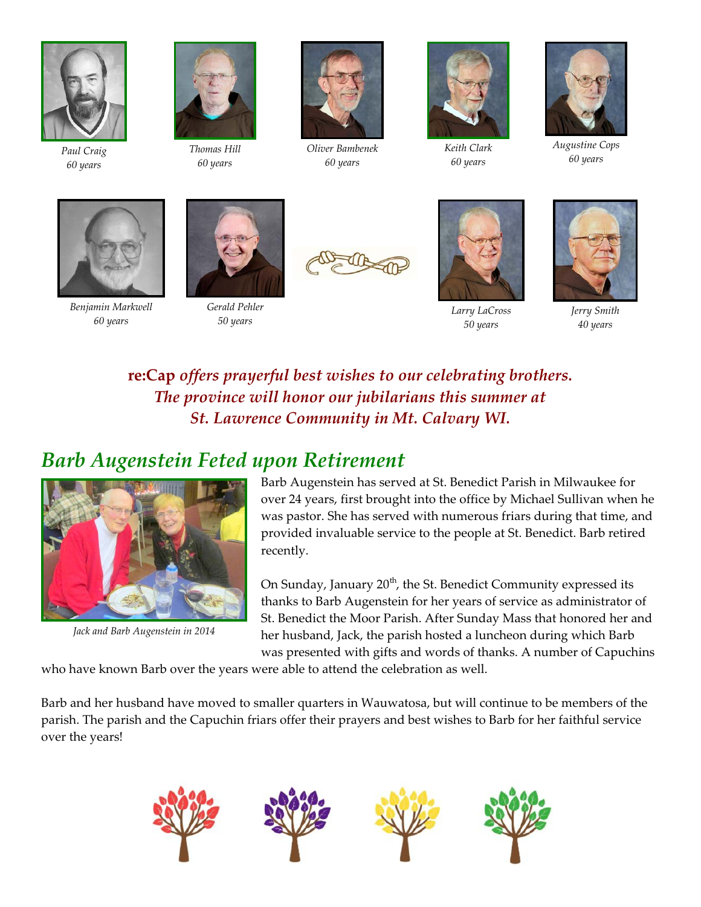*Paul Craig*
*60 years*

*Thomas Hill*
*60 years*

*Oliver Bambenek*
*60 years*

*Keith Clark*
*60 years*

*Augustine Cops*
*60 years*

*Benjamin Markwell*
*60 years*

*Gerald Pehler*
*50 years*

*Larry LaCross*
*50 years*

*Jerry Smith*
*40 years*

**re:Cap** ***offers prayerful best wishes to our celebrating brothers. The province will honor our jubilarians this summer at St. Lawrence Community in Mt. Calvary WI.***

## *Barb Augenstein Feted upon Retirement*

*Jack and Barb Augenstein in 2014*

Barb Augenstein has served at St. Benedict Parish in Milwaukee for over 24 years, first brought into the office by Michael Sullivan when he was pastor. She has served with numerous friars during that time, and provided invaluable service to the people at St. Benedict. Barb retired recently.

On Sunday, January 20th, the St. Benedict Community expressed its thanks to Barb Augenstein for her years of service as administrator of St. Benedict the Moor Parish. After Sunday Mass that honored her and her husband, Jack, the parish hosted a luncheon during which Barb was presented with gifts and words of thanks. A number of Capuchins who have known Barb over the years were able to attend the celebration as well.

Barb and her husband have moved to smaller quarters in Wauwatosa, but will continue to be members of the parish. The parish and the Capuchin friars offer their prayers and best wishes to Barb for her faithful service over the years!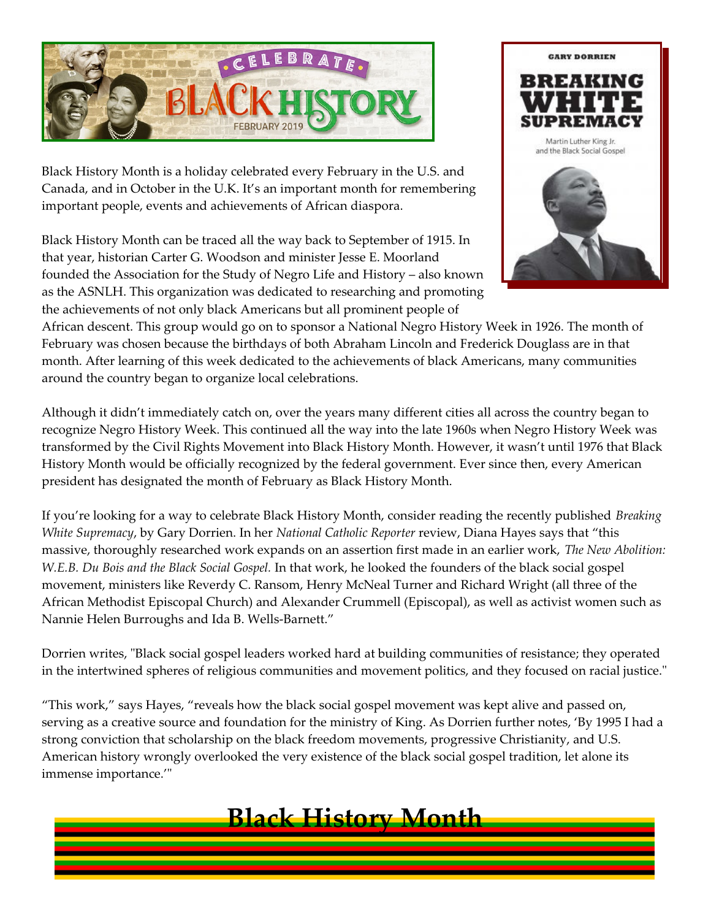Black History Month is a holiday celebrated every February in the U.S. and Canada, and in October in the U.K. It's an important month for remembering important people, events and achievements of African diaspora.

Black History Month can be traced all the way back to September of 1915. In that year, historian Carter G. Woodson and minister Jesse E. Moorland founded the Association for the Study of Negro Life and History – also known as the ASNLH. This organization was dedicated to researching and promoting the achievements of not only black Americans but all prominent people of African descent. This group would go on to sponsor a National Negro History Week in 1926. The month of February was chosen because the birthdays of both Abraham Lincoln and Frederick Douglass are in that month. After learning of this week dedicated to the achievements of black Americans, many communities around the country began to organize local celebrations.

Although it didn't immediately catch on, over the years many different cities all across the country began to recognize Negro History Week. This continued all the way into the late 1960s when Negro History Week was transformed by the Civil Rights Movement into Black History Month. However, it wasn't until 1976 that Black History Month would be officially recognized by the federal government. Ever since then, every American president has designated the month of February as Black History Month.

If you're looking for a way to celebrate Black History Month, consider reading the recently published *Breaking White Supremacy*, by Gary Dorrien. In her *National Catholic Reporter* review, Diana Hayes says that "this massive, thoroughly researched work expands on an assertion first made in an earlier work, *The New Abolition: W.E.B. Du Bois and the Black Social Gospel.* In that work, he looked the founders of the black social gospel movement, ministers like Reverdy C. Ransom, Henry McNeal Turner and Richard Wright (all three of the African Methodist Episcopal Church) and Alexander Crummell (Episcopal), as well as activist women such as Nannie Helen Burroughs and Ida B. Wells-Barnett."

Dorrien writes, "Black social gospel leaders worked hard at building communities of resistance; they operated in the intertwined spheres of religious communities and movement politics, and they focused on racial justice."

"This work," says Hayes, "reveals how the black social gospel movement was kept alive and passed on, serving as a creative source and foundation for the ministry of King. As Dorrien further notes, 'By 1995 I had a strong conviction that scholarship on the black freedom movements, progressive Christianity, and U.S. American history wrongly overlooked the very existence of the black social gospel tradition, let alone its immense importance.'"

## Black History Month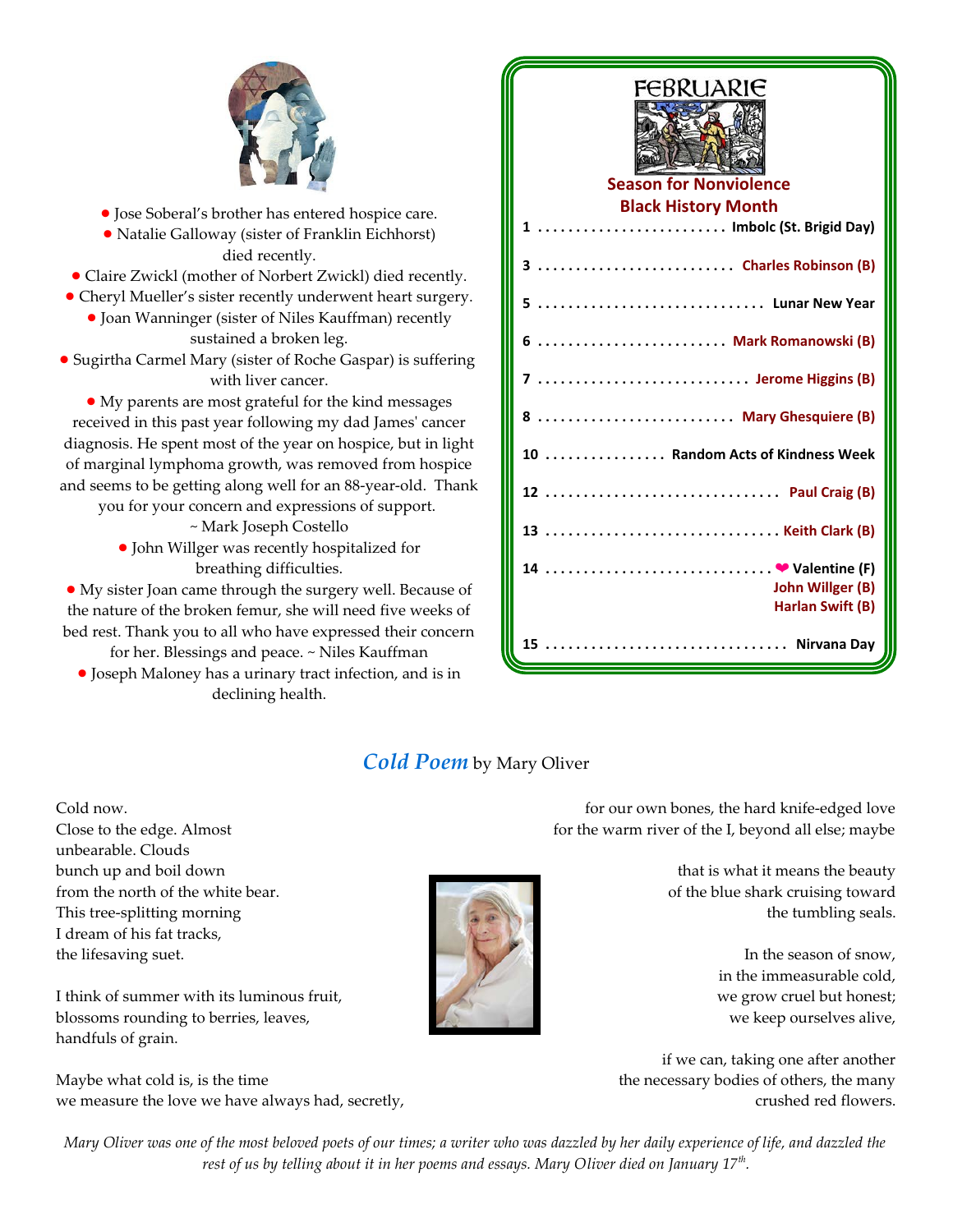- Jose Soberal's brother has entered hospice care.
- Natalie Galloway (sister of Franklin Eichhorst) died recently.
- Claire Zwickl (mother of Norbert Zwickl) died recently.
- Cheryl Mueller's sister recently underwent heart surgery.
- Joan Wanninger (sister of Niles Kauffman) recently sustained a broken leg.
- Sugirtha Carmel Mary (sister of Roche Gaspar) is suffering with liver cancer.
- My parents are most grateful for the kind messages received in this past year following my dad James' cancer diagnosis. He spent most of the year on hospice, but in light of marginal lymphoma growth, was removed from hospice and seems to be getting along well for an 88-year-old. Thank you for your concern and expressions of support. ~ Mark Joseph Costello
- John Willger was recently hospitalized for breathing difficulties.
- My sister Joan came through the surgery well. Because of the nature of the broken femur, she will need five weeks of bed rest. Thank you to all who have expressed their concern for her. Blessings and peace. ~ Niles Kauffman
- Joseph Maloney has a urinary tract infection, and is in declining health.

## FEBRUARIE

**Season for Nonviolence**
**Black History Month**

| | |
|---|---|
| 1 | Imbolc (St. Brigid Day) |
| 3 | Charles Robinson (B) |
| 5 | Lunar New Year |
| 6 | Mark Romanowski (B) |
| 7 | Jerome Higgins (B) |
| 8 | Mary Ghesquiere (B) |
| 10 | Random Acts of Kindness Week |
| 12 | Paul Craig (B) |
| 13 | Keith Clark (B) |
| 14 | ❤ Valentine (F)<br>John Willger (B)<br>Harlan Swift (B) |
| 15 | Nirvana Day |

## *Cold Poem* by Mary Oliver

Cold now.
Close to the edge. Almost
unbearable. Clouds
bunch up and boil down
from the north of the white bear.
This tree-splitting morning
I dream of his fat tracks,
the lifesaving suet.

I think of summer with its luminous fruit,
blossoms rounding to berries, leaves,
handfuls of grain.

Maybe what cold is, is the time
we measure the love we have always had, secretly,
for our own bones, the hard knife-edged love
for the warm river of the I, beyond all else; maybe

that is what it means the beauty
of the blue shark cruising toward
the tumbling seals.

In the season of snow,
in the immeasurable cold,
we grow cruel but honest;
we keep ourselves alive,

if we can, taking one after another
the necessary bodies of others, the many
crushed red flowers.

*Mary Oliver was one of the most beloved poets of our times; a writer who was dazzled by her daily experience of life, and dazzled the rest of us by telling about it in her poems and essays. Mary Oliver died on January 17th.*